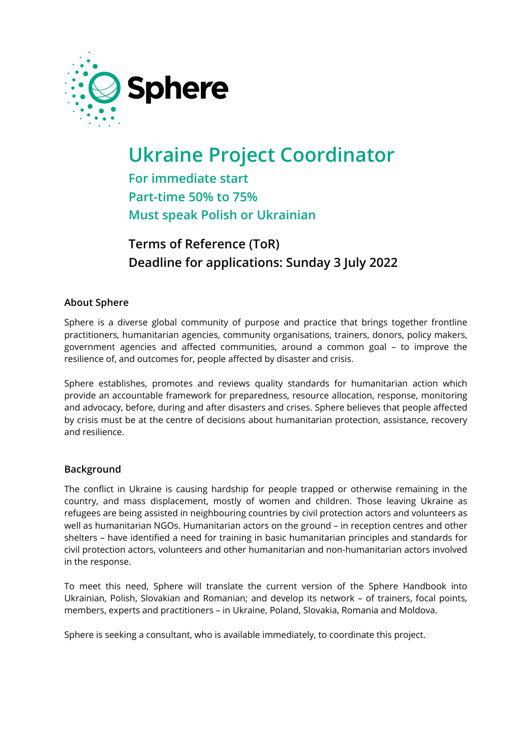Sphere

# Ukraine Project Coordinator

**For immediate start**
**Part-time 50% to 75%**
**Must speak Polish or Ukrainian**

## Terms of Reference (ToR)
## Deadline for applications: Sunday 3 July 2022

### About Sphere

Sphere is a diverse global community of purpose and practice that brings together frontline practitioners, humanitarian agencies, community organisations, trainers, donors, policy makers, government agencies and affected communities, around a common goal – to improve the resilience of, and outcomes for, people affected by disaster and crisis.

Sphere establishes, promotes and reviews quality standards for humanitarian action which provide an accountable framework for preparedness, resource allocation, response, monitoring and advocacy, before, during and after disasters and crises. Sphere believes that people affected by crisis must be at the centre of decisions about humanitarian protection, assistance, recovery and resilience.

### Background

The conflict in Ukraine is causing hardship for people trapped or otherwise remaining in the country, and mass displacement, mostly of women and children. Those leaving Ukraine as refugees are being assisted in neighbouring countries by civil protection actors and volunteers as well as humanitarian NGOs. Humanitarian actors on the ground – in reception centres and other shelters – have identified a need for training in basic humanitarian principles and standards for civil protection actors, volunteers and other humanitarian and non-humanitarian actors involved in the response.

To meet this need, Sphere will translate the current version of the Sphere Handbook into Ukrainian, Polish, Slovakian and Romanian; and develop its network – of trainers, focal points, members, experts and practitioners – in Ukraine, Poland, Slovakia, Romania and Moldova.

Sphere is seeking a consultant, who is available immediately, to coordinate this project.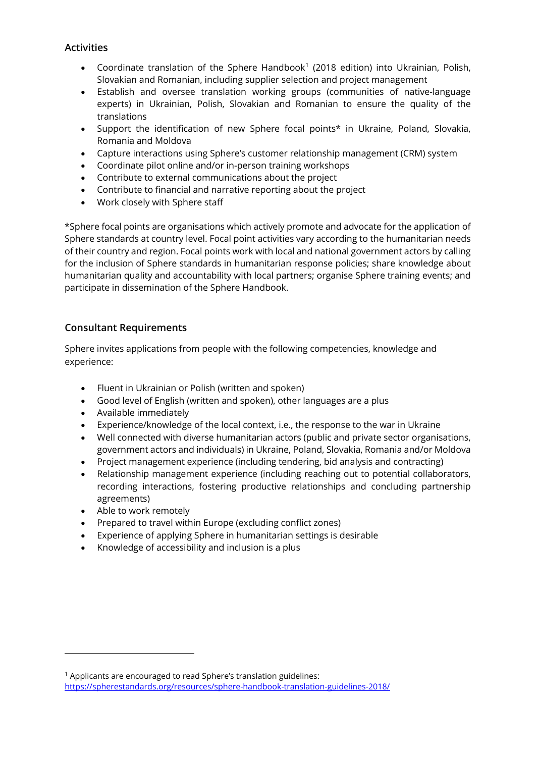## Activities

- Coordinate translation of the Sphere Handbook[1] (2018 edition) into Ukrainian, Polish, Slovakian and Romanian, including supplier selection and project management
- Establish and oversee translation working groups (communities of native-language experts) in Ukrainian, Polish, Slovakian and Romanian to ensure the quality of the translations
- Support the identification of new Sphere focal points* in Ukraine, Poland, Slovakia, Romania and Moldova
- Capture interactions using Sphere's customer relationship management (CRM) system
- Coordinate pilot online and/or in-person training workshops
- Contribute to external communications about the project
- Contribute to financial and narrative reporting about the project
- Work closely with Sphere staff

*Sphere focal points are organisations which actively promote and advocate for the application of Sphere standards at country level. Focal point activities vary according to the humanitarian needs of their country and region. Focal points work with local and national government actors by calling for the inclusion of Sphere standards in humanitarian response policies; share knowledge about humanitarian quality and accountability with local partners; organise Sphere training events; and participate in dissemination of the Sphere Handbook.

## Consultant Requirements

Sphere invites applications from people with the following competencies, knowledge and experience:

- Fluent in Ukrainian or Polish (written and spoken)
- Good level of English (written and spoken), other languages are a plus
- Available immediately
- Experience/knowledge of the local context, i.e., the response to the war in Ukraine
- Well connected with diverse humanitarian actors (public and private sector organisations, government actors and individuals) in Ukraine, Poland, Slovakia, Romania and/or Moldova
- Project management experience (including tendering, bid analysis and contracting)
- Relationship management experience (including reaching out to potential collaborators, recording interactions, fostering productive relationships and concluding partnership agreements)
- Able to work remotely
- Prepared to travel within Europe (excluding conflict zones)
- Experience of applying Sphere in humanitarian settings is desirable
- Knowledge of accessibility and inclusion is a plus

---

[1] Applicants are encouraged to read Sphere's translation guidelines: https://spherestandards.org/resources/sphere-handbook-translation-guidelines-2018/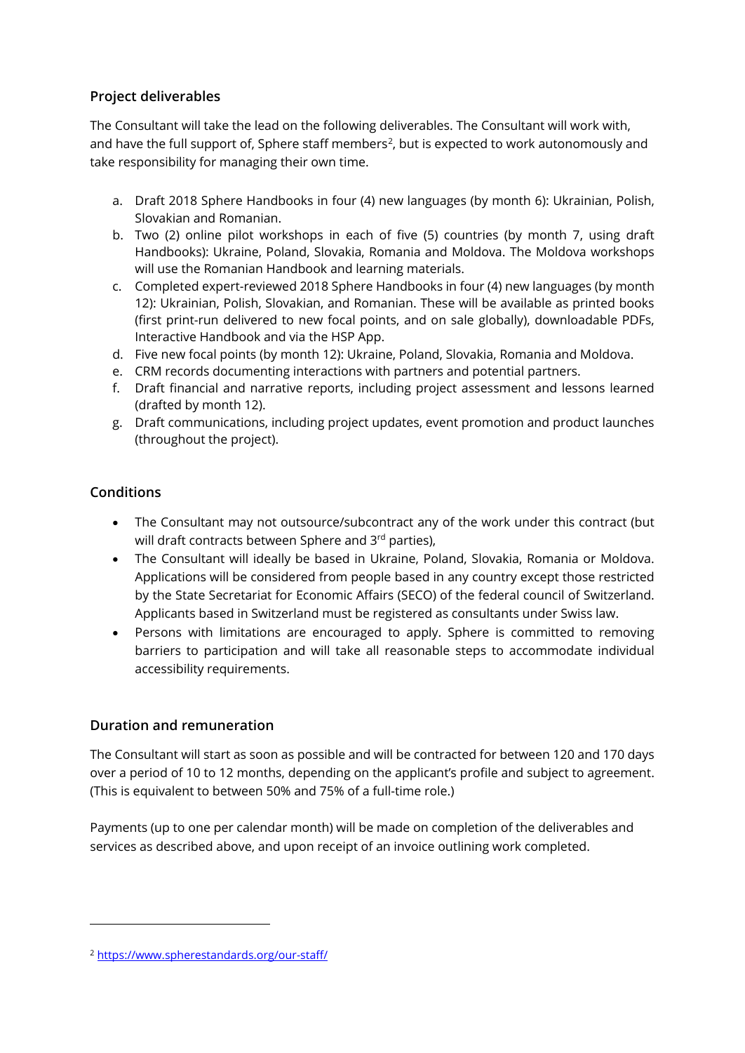## Project deliverables

The Consultant will take the lead on the following deliverables. The Consultant will work with, and have the full support of, Sphere staff members[2], but is expected to work autonomously and take responsibility for managing their own time.

a. Draft 2018 Sphere Handbooks in four (4) new languages (by month 6): Ukrainian, Polish, Slovakian and Romanian.
b. Two (2) online pilot workshops in each of five (5) countries (by month 7, using draft Handbooks): Ukraine, Poland, Slovakia, Romania and Moldova. The Moldova workshops will use the Romanian Handbook and learning materials.
c. Completed expert-reviewed 2018 Sphere Handbooks in four (4) new languages (by month 12): Ukrainian, Polish, Slovakian, and Romanian. These will be available as printed books (first print-run delivered to new focal points, and on sale globally), downloadable PDFs, Interactive Handbook and via the HSP App.
d. Five new focal points (by month 12): Ukraine, Poland, Slovakia, Romania and Moldova.
e. CRM records documenting interactions with partners and potential partners.
f. Draft financial and narrative reports, including project assessment and lessons learned (drafted by month 12).
g. Draft communications, including project updates, event promotion and product launches (throughout the project).

## Conditions

- The Consultant may not outsource/subcontract any of the work under this contract (but will draft contracts between Sphere and 3rd parties),
- The Consultant will ideally be based in Ukraine, Poland, Slovakia, Romania or Moldova. Applications will be considered from people based in any country except those restricted by the State Secretariat for Economic Affairs (SECO) of the federal council of Switzerland. Applicants based in Switzerland must be registered as consultants under Swiss law.
- Persons with limitations are encouraged to apply. Sphere is committed to removing barriers to participation and will take all reasonable steps to accommodate individual accessibility requirements.

## Duration and remuneration

The Consultant will start as soon as possible and will be contracted for between 120 and 170 days over a period of 10 to 12 months, depending on the applicant's profile and subject to agreement. (This is equivalent to between 50% and 75% of a full-time role.)

Payments (up to one per calendar month) will be made on completion of the deliverables and services as described above, and upon receipt of an invoice outlining work completed.

---

[2] https://www.spherestandards.org/our-staff/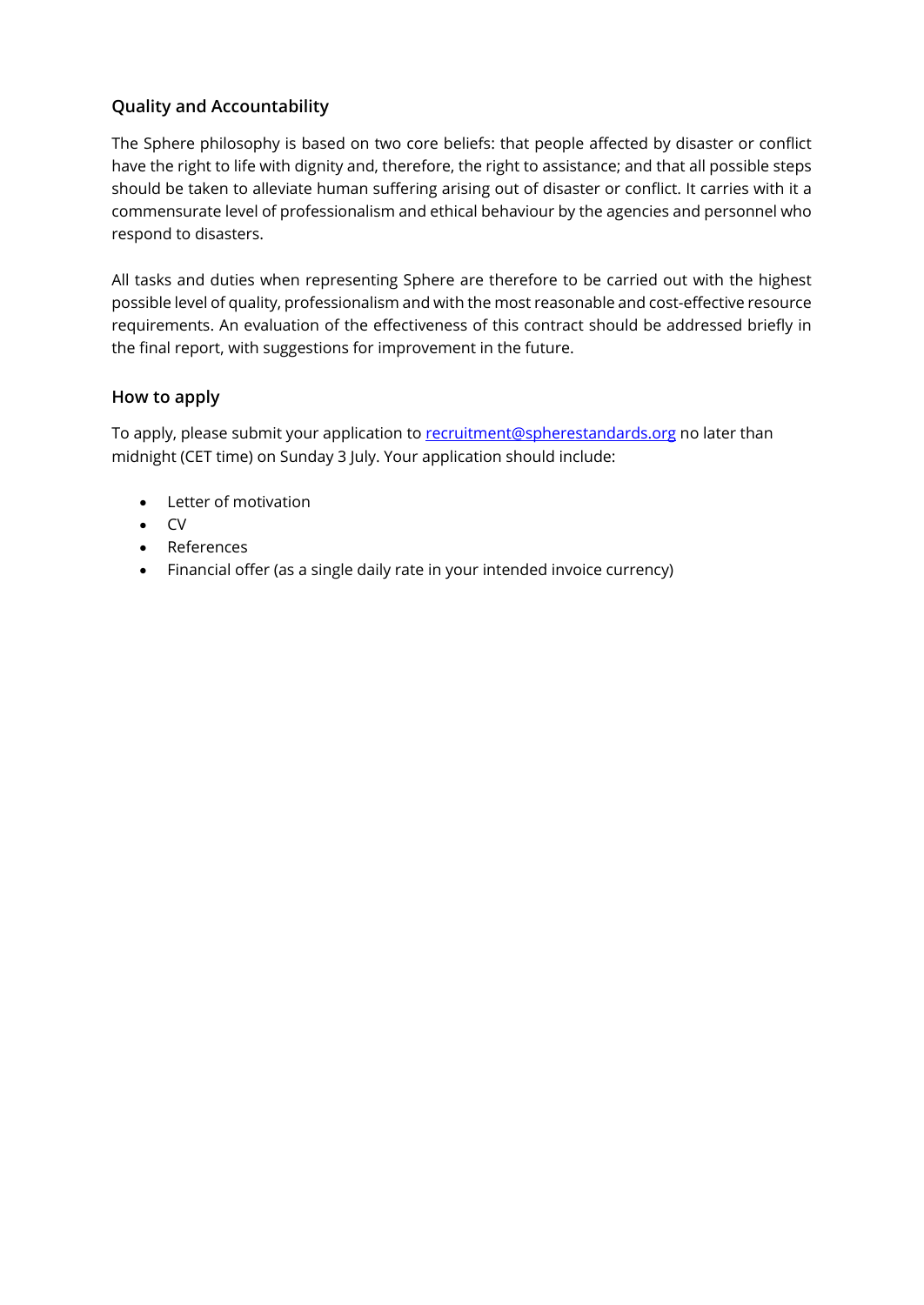## Quality and Accountability

The Sphere philosophy is based on two core beliefs: that people affected by disaster or conflict have the right to life with dignity and, therefore, the right to assistance; and that all possible steps should be taken to alleviate human suffering arising out of disaster or conflict. It carries with it a commensurate level of professionalism and ethical behaviour by the agencies and personnel who respond to disasters.

All tasks and duties when representing Sphere are therefore to be carried out with the highest possible level of quality, professionalism and with the most reasonable and cost-effective resource requirements. An evaluation of the effectiveness of this contract should be addressed briefly in the final report, with suggestions for improvement in the future.

## How to apply

To apply, please submit your application to recruitment@spherestandards.org no later than midnight (CET time) on Sunday 3 July. Your application should include:

- Letter of motivation
- CV
- References
- Financial offer (as a single daily rate in your intended invoice currency)